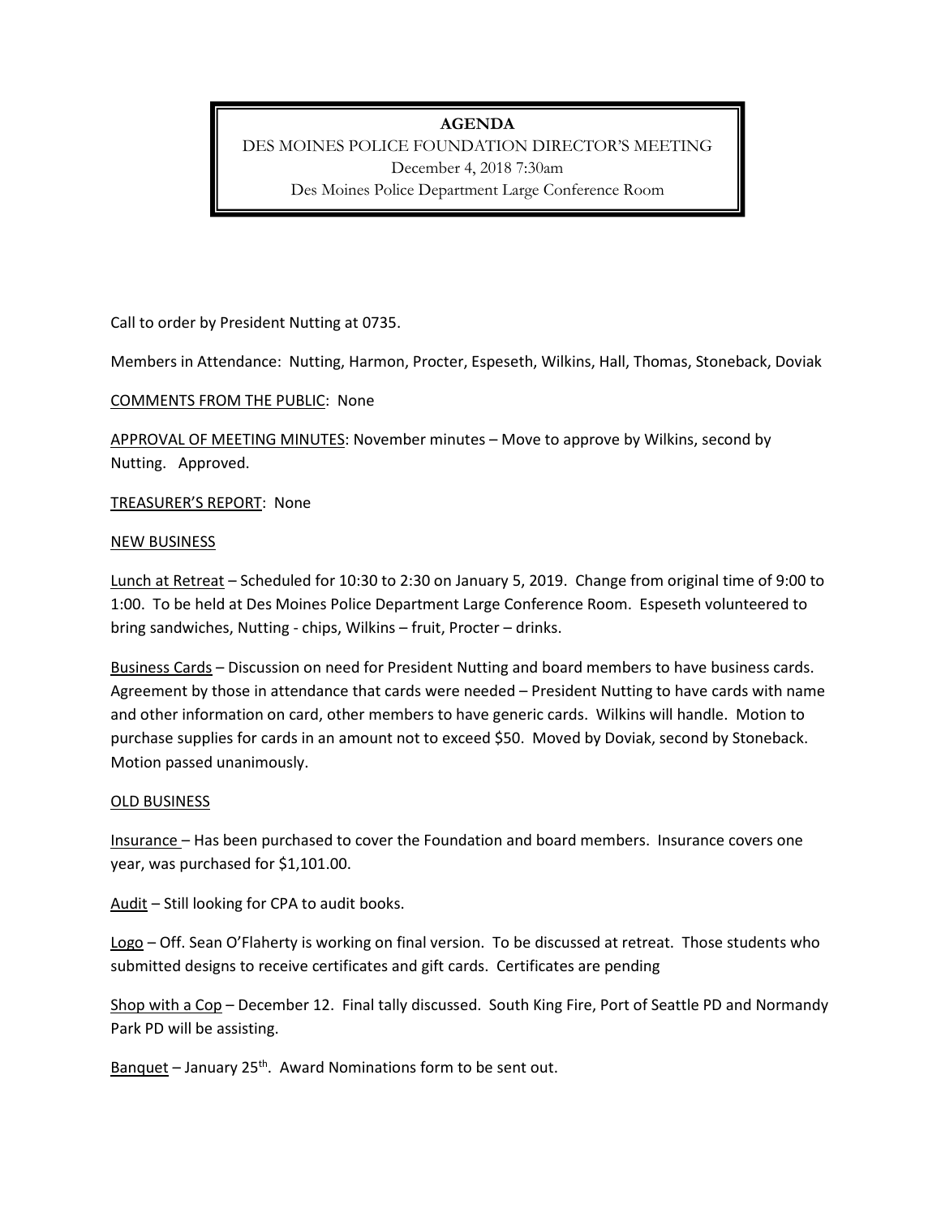# AGENDA

DES MOINES POLICE FOUNDATION DIRECTOR'S MEETING
December 4, 2018 7:30am
Des Moines Police Department Large Conference Room

Call to order by President Nutting at 0735.

Members in Attendance: Nutting, Harmon, Procter, Espeseth, Wilkins, Hall, Thomas, Stoneback, Doviak

COMMENTS FROM THE PUBLIC: None

APPROVAL OF MEETING MINUTES: November minutes – Move to approve by Wilkins, second by Nutting. Approved.

TREASURER'S REPORT: None

## NEW BUSINESS

Lunch at Retreat – Scheduled for 10:30 to 2:30 on January 5, 2019. Change from original time of 9:00 to 1:00. To be held at Des Moines Police Department Large Conference Room. Espeseth volunteered to bring sandwiches, Nutting - chips, Wilkins – fruit, Procter – drinks.

Business Cards – Discussion on need for President Nutting and board members to have business cards. Agreement by those in attendance that cards were needed – President Nutting to have cards with name and other information on card, other members to have generic cards. Wilkins will handle. Motion to purchase supplies for cards in an amount not to exceed $50. Moved by Doviak, second by Stoneback. Motion passed unanimously.

## OLD BUSINESS

Insurance – Has been purchased to cover the Foundation and board members. Insurance covers one year, was purchased for $1,101.00.

Audit – Still looking for CPA to audit books.

Logo – Off. Sean O'Flaherty is working on final version. To be discussed at retreat. Those students who submitted designs to receive certificates and gift cards. Certificates are pending

Shop with a Cop – December 12. Final tally discussed. South King Fire, Port of Seattle PD and Normandy Park PD will be assisting.

Banquet – January 25th. Award Nominations form to be sent out.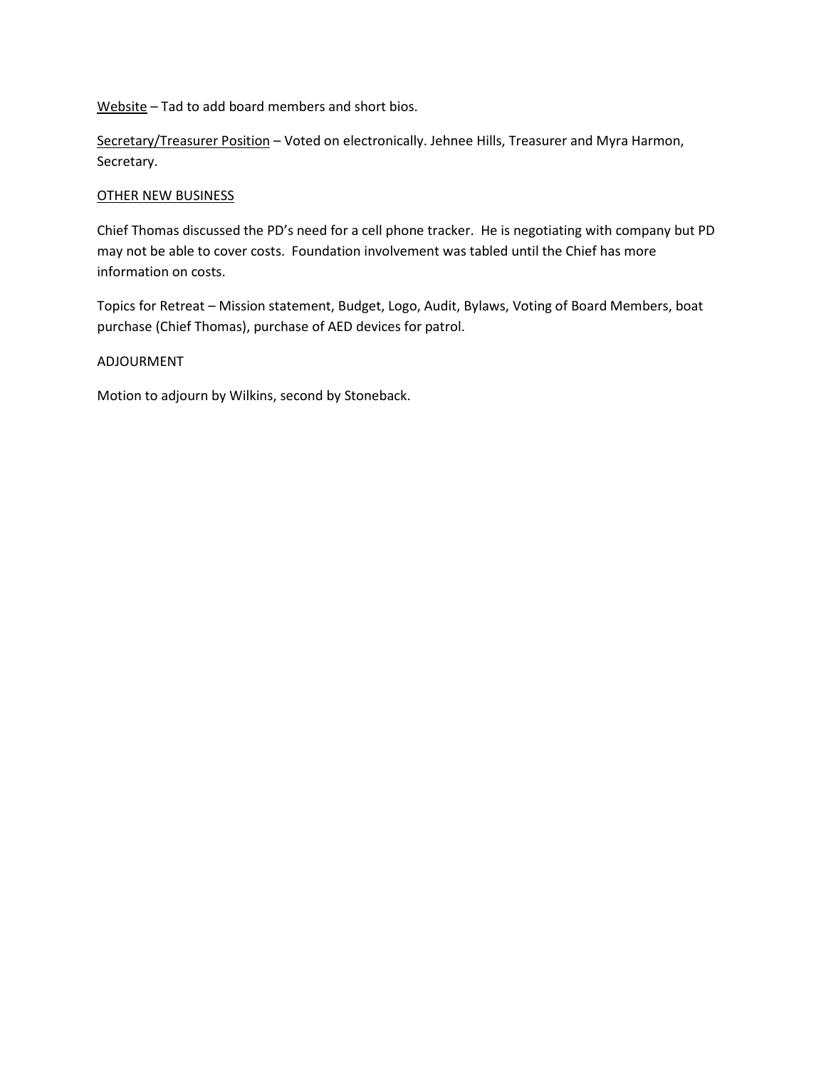<u>Website</u> – Tad to add board members and short bios.

<u>Secretary/Treasurer Position</u> – Voted on electronically. Jehnee Hills, Treasurer and Myra Harmon, Secretary.

<u>OTHER NEW BUSINESS</u>

Chief Thomas discussed the PD's need for a cell phone tracker. He is negotiating with company but PD may not be able to cover costs. Foundation involvement was tabled until the Chief has more information on costs.

Topics for Retreat – Mission statement, Budget, Logo, Audit, Bylaws, Voting of Board Members, boat purchase (Chief Thomas), purchase of AED devices for patrol.

ADJOURMENT

Motion to adjourn by Wilkins, second by Stoneback.